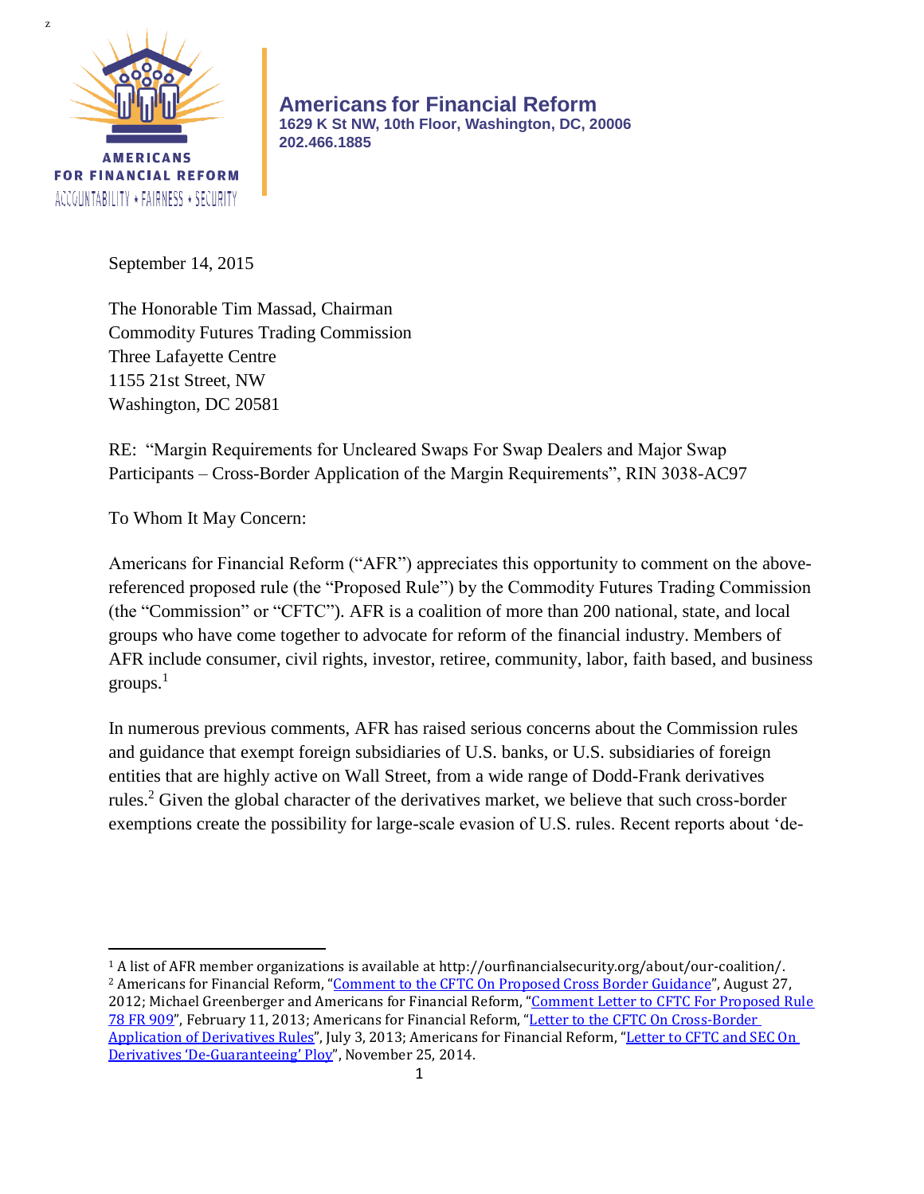Americans for Financial Reform
1629 K St NW, 10th Floor, Washington, DC, 20006
202.466.1885

AMERICANS FOR FINANCIAL REFORM
ACCOUNTABILITY ★ FAIRNESS ★ SECURITY

September 14, 2015

The Honorable Tim Massad, Chairman
Commodity Futures Trading Commission
Three Lafayette Centre
1155 21st Street, NW
Washington, DC 20581

RE: "Margin Requirements for Uncleared Swaps For Swap Dealers and Major Swap Participants – Cross-Border Application of the Margin Requirements", RIN 3038-AC97

To Whom It May Concern:

Americans for Financial Reform ("AFR") appreciates this opportunity to comment on the above-referenced proposed rule (the "Proposed Rule") by the Commodity Futures Trading Commission (the "Commission" or "CFTC"). AFR is a coalition of more than 200 national, state, and local groups who have come together to advocate for reform of the financial industry. Members of AFR include consumer, civil rights, investor, retiree, community, labor, faith based, and business groups.[1]

In numerous previous comments, AFR has raised serious concerns about the Commission rules and guidance that exempt foreign subsidiaries of U.S. banks, or U.S. subsidiaries of foreign entities that are highly active on Wall Street, from a wide range of Dodd-Frank derivatives rules.[2] Given the global character of the derivatives market, we believe that such cross-border exemptions create the possibility for large-scale evasion of U.S. rules. Recent reports about 'de-

---

[1] A list of AFR member organizations is available at http://ourfinancialsecurity.org/about/our-coalition/.

[2] Americans for Financial Reform, "Comment to the CFTC On Proposed Cross Border Guidance", August 27, 2012; Michael Greenberger and Americans for Financial Reform, "Comment Letter to CFTC For Proposed Rule 78 FR 909", February 11, 2013; Americans for Financial Reform, "Letter to the CFTC On Cross-Border Application of Derivatives Rules", July 3, 2013; Americans for Financial Reform, "Letter to CFTC and SEC On Derivatives 'De-Guaranteeing' Ploy", November 25, 2014.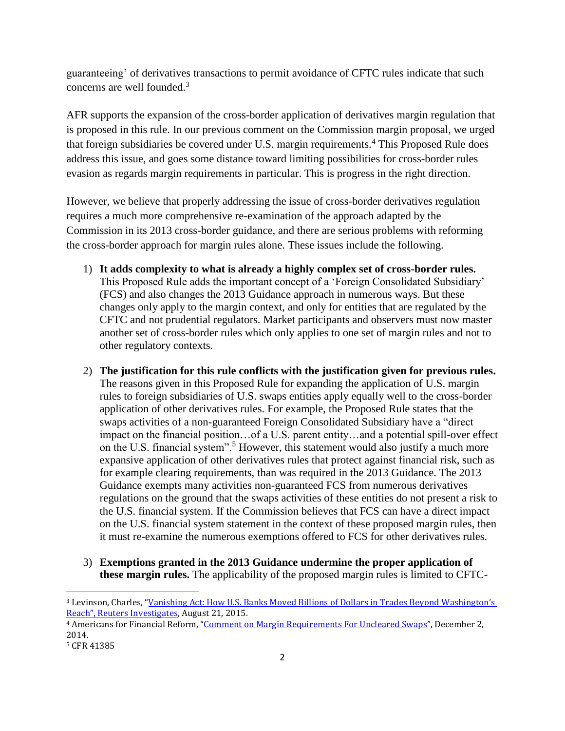guaranteeing' of derivatives transactions to permit avoidance of CFTC rules indicate that such concerns are well founded.[3]

AFR supports the expansion of the cross-border application of derivatives margin regulation that is proposed in this rule. In our previous comment on the Commission margin proposal, we urged that foreign subsidiaries be covered under U.S. margin requirements.[4] This Proposed Rule does address this issue, and goes some distance toward limiting possibilities for cross-border rules evasion as regards margin requirements in particular. This is progress in the right direction.

However, we believe that properly addressing the issue of cross-border derivatives regulation requires a much more comprehensive re-examination of the approach adapted by the Commission in its 2013 cross-border guidance, and there are serious problems with reforming the cross-border approach for margin rules alone. These issues include the following.

1) **It adds complexity to what is already a highly complex set of cross-border rules.** This Proposed Rule adds the important concept of a 'Foreign Consolidated Subsidiary' (FCS) and also changes the 2013 Guidance approach in numerous ways. But these changes only apply to the margin context, and only for entities that are regulated by the CFTC and not prudential regulators. Market participants and observers must now master another set of cross-border rules which only applies to one set of margin rules and not to other regulatory contexts.

2) **The justification for this rule conflicts with the justification given for previous rules.** The reasons given in this Proposed Rule for expanding the application of U.S. margin rules to foreign subsidiaries of U.S. swaps entities apply equally well to the cross-border application of other derivatives rules. For example, the Proposed Rule states that the swaps activities of a non-guaranteed Foreign Consolidated Subsidiary have a "direct impact on the financial position…of a U.S. parent entity…and a potential spill-over effect on the U.S. financial system".[5] However, this statement would also justify a much more expansive application of other derivatives rules that protect against financial risk, such as for example clearing requirements, than was required in the 2013 Guidance. The 2013 Guidance exempts many activities non-guaranteed FCS from numerous derivatives regulations on the ground that the swaps activities of these entities do not present a risk to the U.S. financial system. If the Commission believes that FCS can have a direct impact on the U.S. financial system statement in the context of these proposed margin rules, then it must re-examine the numerous exemptions offered to FCS for other derivatives rules.

3) **Exemptions granted in the 2013 Guidance undermine the proper application of these margin rules.** The applicability of the proposed margin rules is limited to CFTC-

---

[3] Levinson, Charles, "Vanishing Act: How U.S. Banks Moved Billions of Dollars in Trades Beyond Washington's Reach", Reuters Investigates, August 21, 2015.

[4] Americans for Financial Reform, "Comment on Margin Requirements For Uncleared Swaps", December 2, 2014.

[5] CFR 41385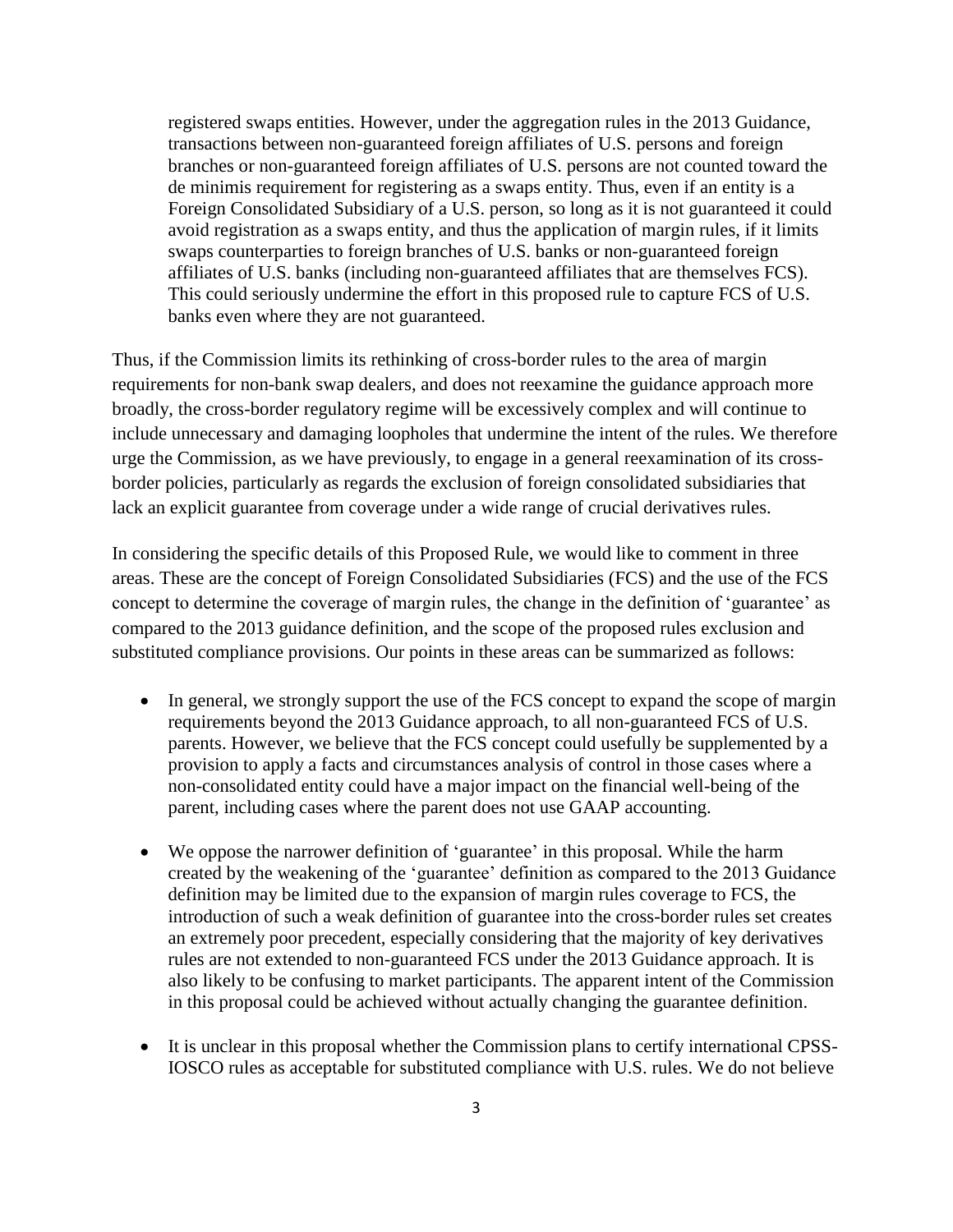registered swaps entities. However, under the aggregation rules in the 2013 Guidance, transactions between non-guaranteed foreign affiliates of U.S. persons and foreign branches or non-guaranteed foreign affiliates of U.S. persons are not counted toward the de minimis requirement for registering as a swaps entity. Thus, even if an entity is a Foreign Consolidated Subsidiary of a U.S. person, so long as it is not guaranteed it could avoid registration as a swaps entity, and thus the application of margin rules, if it limits swaps counterparties to foreign branches of U.S. banks or non-guaranteed foreign affiliates of U.S. banks (including non-guaranteed affiliates that are themselves FCS). This could seriously undermine the effort in this proposed rule to capture FCS of U.S. banks even where they are not guaranteed.

Thus, if the Commission limits its rethinking of cross-border rules to the area of margin requirements for non-bank swap dealers, and does not reexamine the guidance approach more broadly, the cross-border regulatory regime will be excessively complex and will continue to include unnecessary and damaging loopholes that undermine the intent of the rules. We therefore urge the Commission, as we have previously, to engage in a general reexamination of its cross-border policies, particularly as regards the exclusion of foreign consolidated subsidiaries that lack an explicit guarantee from coverage under a wide range of crucial derivatives rules.

In considering the specific details of this Proposed Rule, we would like to comment in three areas. These are the concept of Foreign Consolidated Subsidiaries (FCS) and the use of the FCS concept to determine the coverage of margin rules, the change in the definition of 'guarantee' as compared to the 2013 guidance definition, and the scope of the proposed rules exclusion and substituted compliance provisions. Our points in these areas can be summarized as follows:

- In general, we strongly support the use of the FCS concept to expand the scope of margin requirements beyond the 2013 Guidance approach, to all non-guaranteed FCS of U.S. parents. However, we believe that the FCS concept could usefully be supplemented by a provision to apply a facts and circumstances analysis of control in those cases where a non-consolidated entity could have a major impact on the financial well-being of the parent, including cases where the parent does not use GAAP accounting.

- We oppose the narrower definition of 'guarantee' in this proposal. While the harm created by the weakening of the 'guarantee' definition as compared to the 2013 Guidance definition may be limited due to the expansion of margin rules coverage to FCS, the introduction of such a weak definition of guarantee into the cross-border rules set creates an extremely poor precedent, especially considering that the majority of key derivatives rules are not extended to non-guaranteed FCS under the 2013 Guidance approach. It is also likely to be confusing to market participants. The apparent intent of the Commission in this proposal could be achieved without actually changing the guarantee definition.

- It is unclear in this proposal whether the Commission plans to certify international CPSS-IOSCO rules as acceptable for substituted compliance with U.S. rules. We do not believe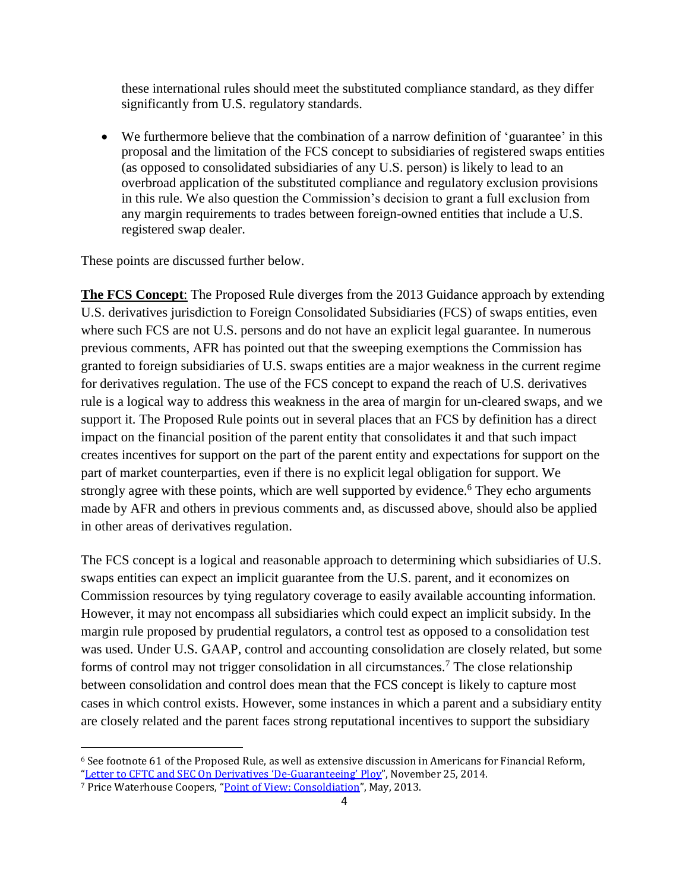these international rules should meet the substituted compliance standard, as they differ significantly from U.S. regulatory standards.

- We furthermore believe that the combination of a narrow definition of 'guarantee' in this proposal and the limitation of the FCS concept to subsidiaries of registered swaps entities (as opposed to consolidated subsidiaries of any U.S. person) is likely to lead to an overbroad application of the substituted compliance and regulatory exclusion provisions in this rule. We also question the Commission's decision to grant a full exclusion from any margin requirements to trades between foreign-owned entities that include a U.S. registered swap dealer.

These points are discussed further below.

**The FCS Concept**: The Proposed Rule diverges from the 2013 Guidance approach by extending U.S. derivatives jurisdiction to Foreign Consolidated Subsidiaries (FCS) of swaps entities, even where such FCS are not U.S. persons and do not have an explicit legal guarantee. In numerous previous comments, AFR has pointed out that the sweeping exemptions the Commission has granted to foreign subsidiaries of U.S. swaps entities are a major weakness in the current regime for derivatives regulation. The use of the FCS concept to expand the reach of U.S. derivatives rule is a logical way to address this weakness in the area of margin for un-cleared swaps, and we support it. The Proposed Rule points out in several places that an FCS by definition has a direct impact on the financial position of the parent entity that consolidates it and that such impact creates incentives for support on the part of the parent entity and expectations for support on the part of market counterparties, even if there is no explicit legal obligation for support. We strongly agree with these points, which are well supported by evidence.[6] They echo arguments made by AFR and others in previous comments and, as discussed above, should also be applied in other areas of derivatives regulation.

The FCS concept is a logical and reasonable approach to determining which subsidiaries of U.S. swaps entities can expect an implicit guarantee from the U.S. parent, and it economizes on Commission resources by tying regulatory coverage to easily available accounting information. However, it may not encompass all subsidiaries which could expect an implicit subsidy. In the margin rule proposed by prudential regulators, a control test as opposed to a consolidation test was used. Under U.S. GAAP, control and accounting consolidation are closely related, but some forms of control may not trigger consolidation in all circumstances.[7] The close relationship between consolidation and control does mean that the FCS concept is likely to capture most cases in which control exists. However, some instances in which a parent and a subsidiary entity are closely related and the parent faces strong reputational incentives to support the subsidiary

[6] See footnote 61 of the Proposed Rule, as well as extensive discussion in Americans for Financial Reform, "Letter to CFTC and SEC On Derivatives 'De-Guaranteeing' Ploy", November 25, 2014.

[7] Price Waterhouse Coopers, "Point of View: Consoldiation", May, 2013.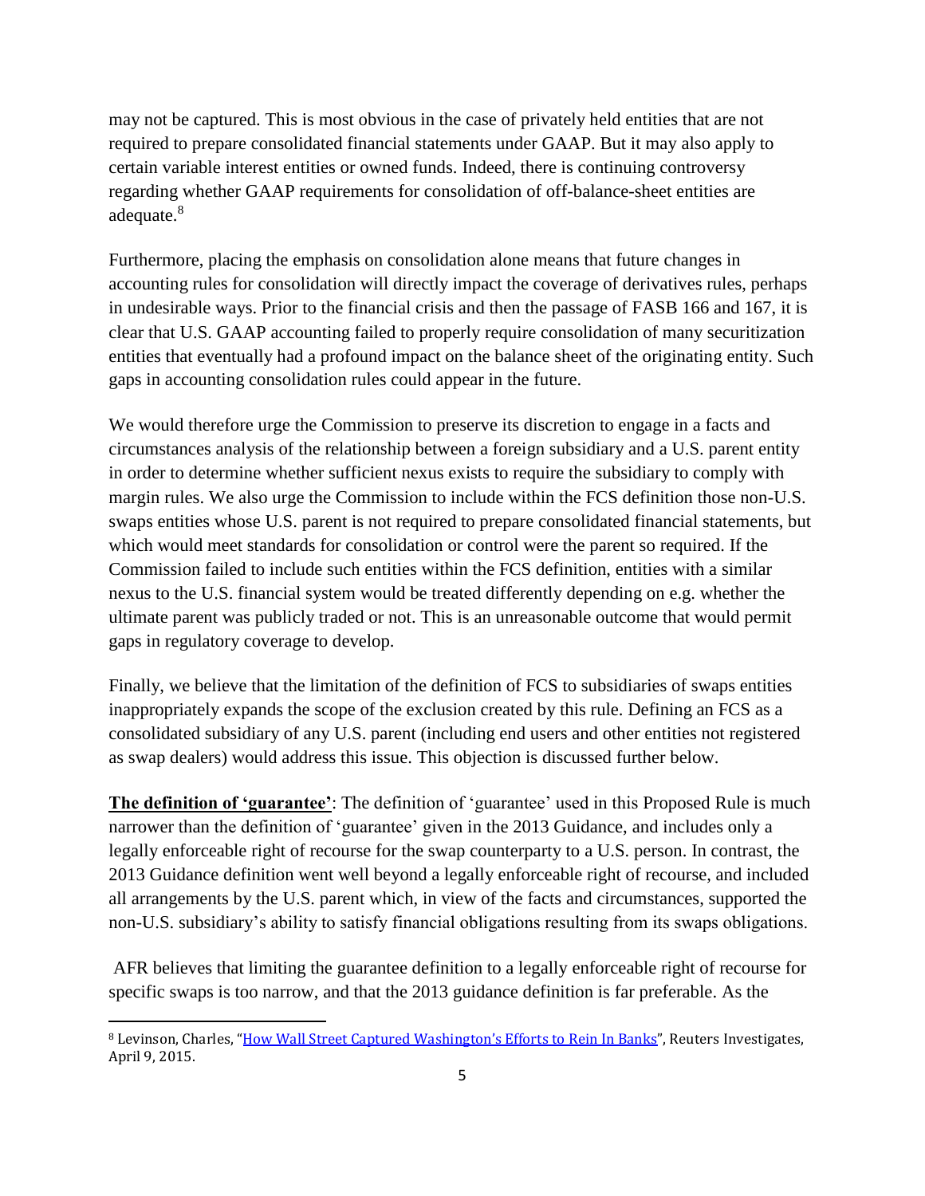may not be captured. This is most obvious in the case of privately held entities that are not required to prepare consolidated financial statements under GAAP. But it may also apply to certain variable interest entities or owned funds. Indeed, there is continuing controversy regarding whether GAAP requirements for consolidation of off-balance-sheet entities are adequate.[8]

Furthermore, placing the emphasis on consolidation alone means that future changes in accounting rules for consolidation will directly impact the coverage of derivatives rules, perhaps in undesirable ways. Prior to the financial crisis and then the passage of FASB 166 and 167, it is clear that U.S. GAAP accounting failed to properly require consolidation of many securitization entities that eventually had a profound impact on the balance sheet of the originating entity. Such gaps in accounting consolidation rules could appear in the future.

We would therefore urge the Commission to preserve its discretion to engage in a facts and circumstances analysis of the relationship between a foreign subsidiary and a U.S. parent entity in order to determine whether sufficient nexus exists to require the subsidiary to comply with margin rules. We also urge the Commission to include within the FCS definition those non-U.S. swaps entities whose U.S. parent is not required to prepare consolidated financial statements, but which would meet standards for consolidation or control were the parent so required. If the Commission failed to include such entities within the FCS definition, entities with a similar nexus to the U.S. financial system would be treated differently depending on e.g. whether the ultimate parent was publicly traded or not. This is an unreasonable outcome that would permit gaps in regulatory coverage to develop.

Finally, we believe that the limitation of the definition of FCS to subsidiaries of swaps entities inappropriately expands the scope of the exclusion created by this rule. Defining an FCS as a consolidated subsidiary of any U.S. parent (including end users and other entities not registered as swap dealers) would address this issue. This objection is discussed further below.

**The definition of 'guarantee'**: The definition of 'guarantee' used in this Proposed Rule is much narrower than the definition of 'guarantee' given in the 2013 Guidance, and includes only a legally enforceable right of recourse for the swap counterparty to a U.S. person. In contrast, the 2013 Guidance definition went well beyond a legally enforceable right of recourse, and included all arrangements by the U.S. parent which, in view of the facts and circumstances, supported the non-U.S. subsidiary's ability to satisfy financial obligations resulting from its swaps obligations.

AFR believes that limiting the guarantee definition to a legally enforceable right of recourse for specific swaps is too narrow, and that the 2013 guidance definition is far preferable. As the

---

[8] Levinson, Charles, "How Wall Street Captured Washington's Efforts to Rein In Banks", Reuters Investigates, April 9, 2015.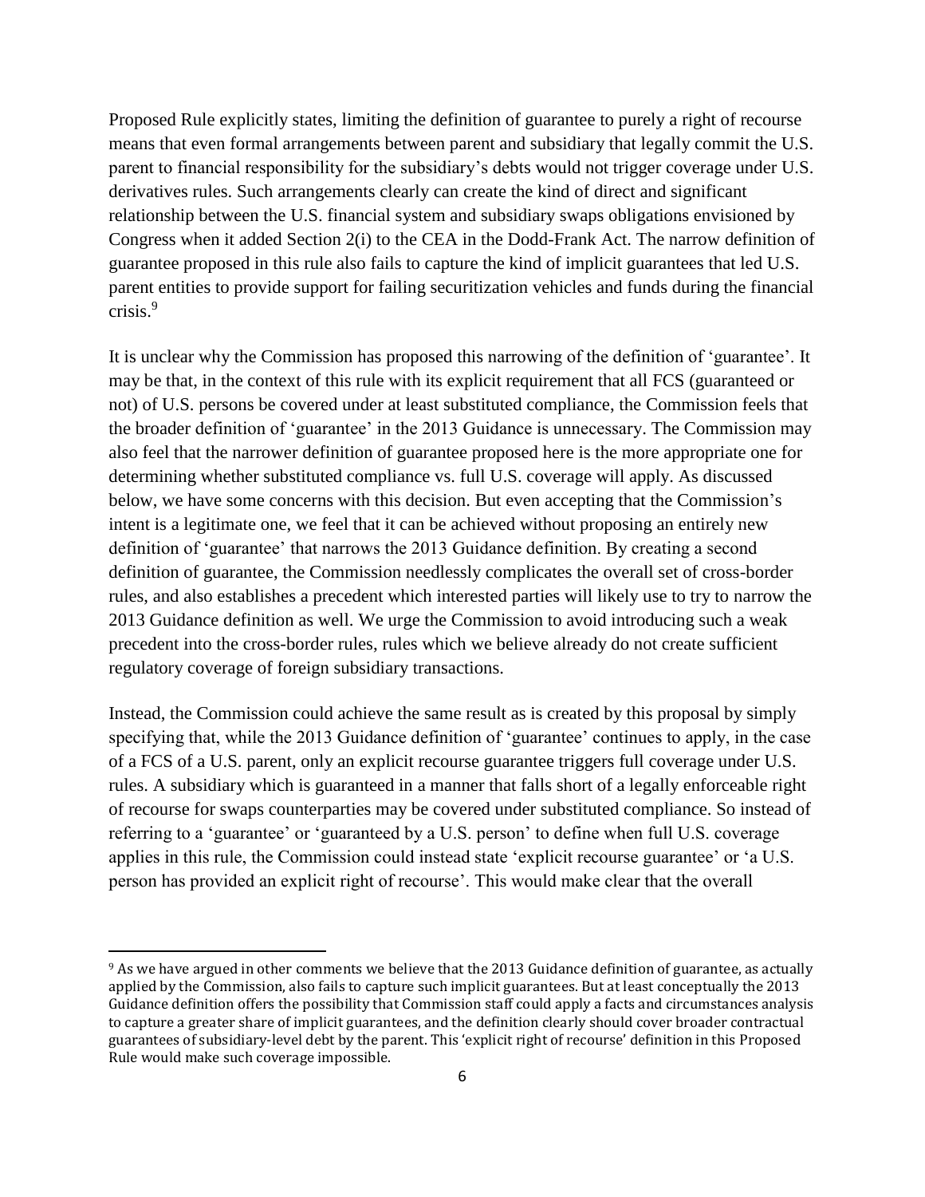Proposed Rule explicitly states, limiting the definition of guarantee to purely a right of recourse means that even formal arrangements between parent and subsidiary that legally commit the U.S. parent to financial responsibility for the subsidiary's debts would not trigger coverage under U.S. derivatives rules. Such arrangements clearly can create the kind of direct and significant relationship between the U.S. financial system and subsidiary swaps obligations envisioned by Congress when it added Section 2(i) to the CEA in the Dodd-Frank Act. The narrow definition of guarantee proposed in this rule also fails to capture the kind of implicit guarantees that led U.S. parent entities to provide support for failing securitization vehicles and funds during the financial crisis.[9]

It is unclear why the Commission has proposed this narrowing of the definition of 'guarantee'. It may be that, in the context of this rule with its explicit requirement that all FCS (guaranteed or not) of U.S. persons be covered under at least substituted compliance, the Commission feels that the broader definition of 'guarantee' in the 2013 Guidance is unnecessary. The Commission may also feel that the narrower definition of guarantee proposed here is the more appropriate one for determining whether substituted compliance vs. full U.S. coverage will apply. As discussed below, we have some concerns with this decision. But even accepting that the Commission's intent is a legitimate one, we feel that it can be achieved without proposing an entirely new definition of 'guarantee' that narrows the 2013 Guidance definition. By creating a second definition of guarantee, the Commission needlessly complicates the overall set of cross-border rules, and also establishes a precedent which interested parties will likely use to try to narrow the 2013 Guidance definition as well. We urge the Commission to avoid introducing such a weak precedent into the cross-border rules, rules which we believe already do not create sufficient regulatory coverage of foreign subsidiary transactions.

Instead, the Commission could achieve the same result as is created by this proposal by simply specifying that, while the 2013 Guidance definition of 'guarantee' continues to apply, in the case of a FCS of a U.S. parent, only an explicit recourse guarantee triggers full coverage under U.S. rules. A subsidiary which is guaranteed in a manner that falls short of a legally enforceable right of recourse for swaps counterparties may be covered under substituted compliance. So instead of referring to a 'guarantee' or 'guaranteed by a U.S. person' to define when full U.S. coverage applies in this rule, the Commission could instead state 'explicit recourse guarantee' or 'a U.S. person has provided an explicit right of recourse'. This would make clear that the overall

---

[9] As we have argued in other comments we believe that the 2013 Guidance definition of guarantee, as actually applied by the Commission, also fails to capture such implicit guarantees. But at least conceptually the 2013 Guidance definition offers the possibility that Commission staff could apply a facts and circumstances analysis to capture a greater share of implicit guarantees, and the definition clearly should cover broader contractual guarantees of subsidiary-level debt by the parent. This 'explicit right of recourse' definition in this Proposed Rule would make such coverage impossible.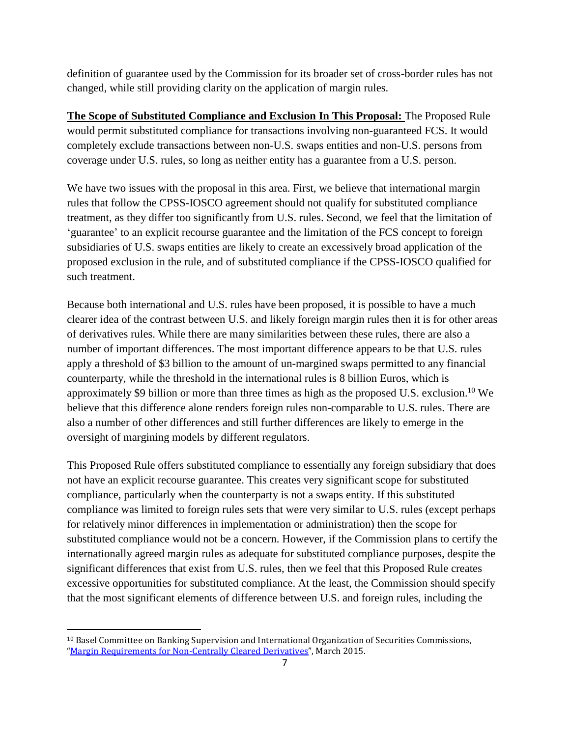definition of guarantee used by the Commission for its broader set of cross-border rules has not changed, while still providing clarity on the application of margin rules.

**The Scope of Substituted Compliance and Exclusion In This Proposal:** The Proposed Rule would permit substituted compliance for transactions involving non-guaranteed FCS. It would completely exclude transactions between non-U.S. swaps entities and non-U.S. persons from coverage under U.S. rules, so long as neither entity has a guarantee from a U.S. person.

We have two issues with the proposal in this area. First, we believe that international margin rules that follow the CPSS-IOSCO agreement should not qualify for substituted compliance treatment, as they differ too significantly from U.S. rules. Second, we feel that the limitation of 'guarantee' to an explicit recourse guarantee and the limitation of the FCS concept to foreign subsidiaries of U.S. swaps entities are likely to create an excessively broad application of the proposed exclusion in the rule, and of substituted compliance if the CPSS-IOSCO qualified for such treatment.

Because both international and U.S. rules have been proposed, it is possible to have a much clearer idea of the contrast between U.S. and likely foreign margin rules then it is for other areas of derivatives rules. While there are many similarities between these rules, there are also a number of important differences. The most important difference appears to be that U.S. rules apply a threshold of $3 billion to the amount of un-margined swaps permitted to any financial counterparty, while the threshold in the international rules is 8 billion Euros, which is approximately $9 billion or more than three times as high as the proposed U.S. exclusion.[10] We believe that this difference alone renders foreign rules non-comparable to U.S. rules. There are also a number of other differences and still further differences are likely to emerge in the oversight of margining models by different regulators.

This Proposed Rule offers substituted compliance to essentially any foreign subsidiary that does not have an explicit recourse guarantee. This creates very significant scope for substituted compliance, particularly when the counterparty is not a swaps entity. If this substituted compliance was limited to foreign rules sets that were very similar to U.S. rules (except perhaps for relatively minor differences in implementation or administration) then the scope for substituted compliance would not be a concern. However, if the Commission plans to certify the internationally agreed margin rules as adequate for substituted compliance purposes, despite the significant differences that exist from U.S. rules, then we feel that this Proposed Rule creates excessive opportunities for substituted compliance. At the least, the Commission should specify that the most significant elements of difference between U.S. and foreign rules, including the

---

[10] Basel Committee on Banking Supervision and International Organization of Securities Commissions, "[Margin Requirements for Non-Centrally Cleared Derivatives](#)", March 2015.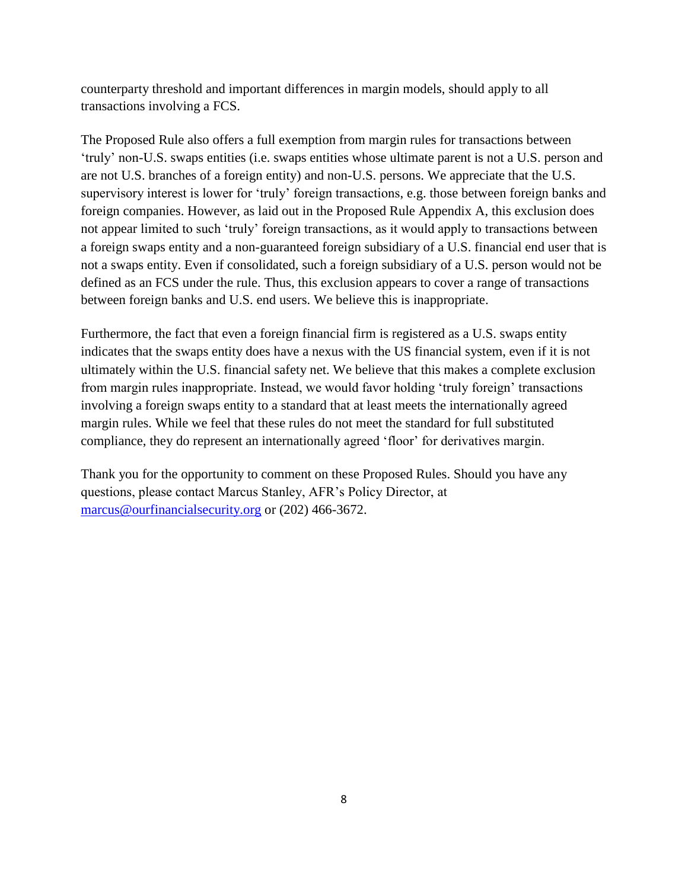counterparty threshold and important differences in margin models, should apply to all transactions involving a FCS.

The Proposed Rule also offers a full exemption from margin rules for transactions between 'truly' non-U.S. swaps entities (i.e. swaps entities whose ultimate parent is not a U.S. person and are not U.S. branches of a foreign entity) and non-U.S. persons. We appreciate that the U.S. supervisory interest is lower for 'truly' foreign transactions, e.g. those between foreign banks and foreign companies. However, as laid out in the Proposed Rule Appendix A, this exclusion does not appear limited to such 'truly' foreign transactions, as it would apply to transactions between a foreign swaps entity and a non-guaranteed foreign subsidiary of a U.S. financial end user that is not a swaps entity. Even if consolidated, such a foreign subsidiary of a U.S. person would not be defined as an FCS under the rule. Thus, this exclusion appears to cover a range of transactions between foreign banks and U.S. end users. We believe this is inappropriate.

Furthermore, the fact that even a foreign financial firm is registered as a U.S. swaps entity indicates that the swaps entity does have a nexus with the US financial system, even if it is not ultimately within the U.S. financial safety net. We believe that this makes a complete exclusion from margin rules inappropriate. Instead, we would favor holding 'truly foreign' transactions involving a foreign swaps entity to a standard that at least meets the internationally agreed margin rules. While we feel that these rules do not meet the standard for full substituted compliance, they do represent an internationally agreed 'floor' for derivatives margin.

Thank you for the opportunity to comment on these Proposed Rules. Should you have any questions, please contact Marcus Stanley, AFR's Policy Director, at marcus@ourfinancialsecurity.org or (202) 466-3672.